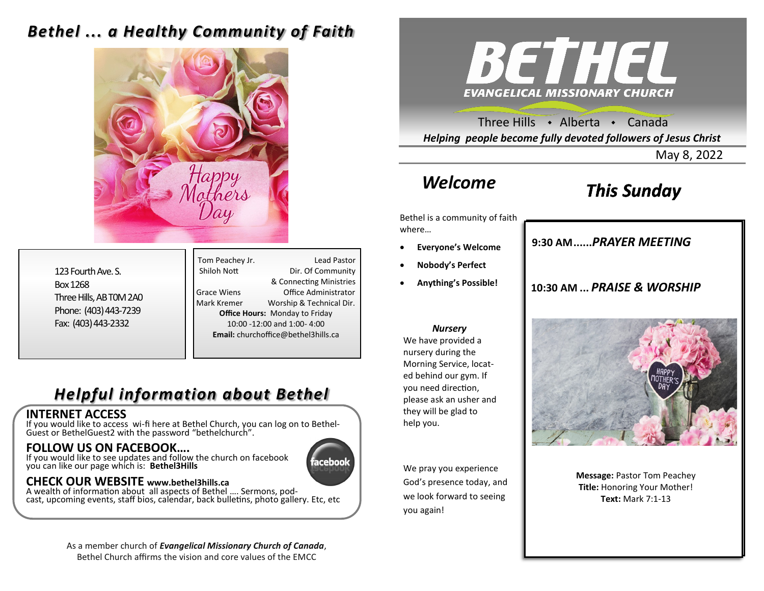# *Bethel ... a Healthy Community of Faith*

123 Fourth Ave. S.
Box 1268
Three Hills, AB T0M 2A0
Phone: (403) 443-7239
Fax: (403) 443-2332

| | |
|---|---|
| Tom Peachey Jr. | Lead Pastor |
| Shiloh Nott | Dir. Of Community & Connecting Ministries |
| Grace Wiens | Office Administrator |
| Mark Kremer | Worship & Technical Dir. |

**Office Hours:** Monday to Friday
10:00 -12:00 and 1:00- 4:00
**Email:** churchoffice@bethel3hills.ca

## *Helpful information about Bethel*

**INTERNET ACCESS**
If you would like to access wi-fi here at Bethel Church, you can log on to Bethel-Guest or BethelGuest2 with the password "bethelchurch".

**FOLLOW US ON FACEBOOK….**
If you would like to see updates and follow the church on facebook you can like our page which is: **Bethel3Hills**

**CHECK OUR WEBSITE www.bethel3hills.ca**
A wealth of information about all aspects of Bethel …. Sermons, podcast, upcoming events, staff bios, calendar, back bulletins, photo gallery. Etc, etc

As a member church of ***Evangelical Missionary Church of Canada***, Bethel Church affirms the vision and core values of the EMCC

# BETHEL
## EVANGELICAL MISSIONARY CHURCH

Three Hills • Alberta • Canada

***Helping people become fully devoted followers of Jesus Christ***

May 8, 2022

## *Welcome*

Bethel is a community of faith where…

- **Everyone's Welcome**
- **Nobody's Perfect**
- **Anything's Possible!**

***Nursery***
We have provided a nursery during the Morning Service, located behind our gym. If you need direction, please ask an usher and they will be glad to help you.

We pray you experience God's presence today, and we look forward to seeing you again!

## *This Sunday*

**9:30 AM......*PRAYER MEETING***

**10:30 AM ... *PRAISE & WORSHIP***

**Message:** Pastor Tom Peachey
**Title:** Honoring Your Mother!
**Text:** Mark 7:1-13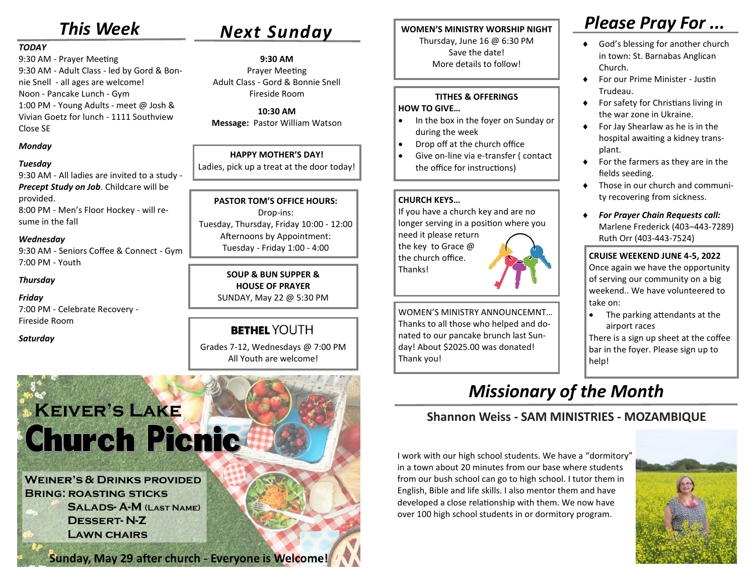## This Week

***TODAY***

9:30 AM - Prayer Meeting
9:30 AM - Adult Class - led by Gord & Bonnie Snell - all ages are welcome!
Noon - Pancake Lunch - Gym
1:00 PM - Young Adults - meet @ Josh & Vivian Goetz for lunch - 1111 Southview Close SE

***Monday***

***Tuesday***

9:30 AM - All ladies are invited to a study - ***Precept Study on Job***. Childcare will be provided.
8:00 PM - Men's Floor Hockey - will resume in the fall

***Wednesday***

9:30 AM - Seniors Coffee & Connect - Gym
7:00 PM - Youth

***Thursday***

***Friday***

7:00 PM - Celebrate Recovery - Fireside Room

***Saturday***

## Next Sunday

**9:30 AM**
Prayer Meeting
Adult Class - Gord & Bonnie Snell
Fireside Room

**10:30 AM**
**Message:** Pastor William Watson

**HAPPY MOTHER'S DAY!**
Ladies, pick up a treat at the door today!

**PASTOR TOM'S OFFICE HOURS:**
Drop-ins:
Tuesday, Thursday, Friday 10:00 - 12:00
Afternoons by Appointment:
Tuesday - Friday 1:00 - 4:00

**SOUP & BUN SUPPER & HOUSE OF PRAYER**
SUNDAY, May 22 @ 5:30 PM

**BETHEL** YOUTH
Grades 7-12, Wednesdays @ 7:00 PM
All Youth are welcome!

**KEIVER'S LAKE**
**Church Picnic**

WEINER'S & DRINKS PROVIDED
BRING: ROASTING STICKS
SALADS- A-M (LAST NAME)
DESSERT- N-Z
LAWN CHAIRS

**Sunday, May 29 after church - Everyone is Welcome!**

**WOMEN'S MINISTRY WORSHIP NIGHT**
Thursday, June 16 @ 6:30 PM
Save the date!
More details to follow!

**TITHES & OFFERINGS**
**HOW TO GIVE…**

- In the box in the foyer on Sunday or during the week
- Drop off at the church office
- Give on-line via e-transfer ( contact the office for instructions)

**CHURCH KEYS…**
If you have a church key and are no longer serving in a position where you need it please return the key to Grace @ the church office. Thanks!

WOMEN'S MINISTRY ANNOUNCEMNT…
Thanks to all those who helped and donated to our pancake brunch last Sunday! About $2025.00 was donated! Thank you!

## Please Pray For ...

- God's blessing for another church in town: St. Barnabas Anglican Church.
- For our Prime Minister - Justin Trudeau.
- For safety for Christians living in the war zone in Ukraine.
- For Jay Shearlaw as he is in the hospital awaiting a kidney transplant.
- For the farmers as they are in the fields seeding.
- Those in our church and community recovering from sickness.
- ***For Prayer Chain Requests call:*** Marlene Frederick (403–443-7289) Ruth Orr (403-443-7524)

**CRUISE WEEKEND JUNE 4-5, 2022**
Once again we have the opportunity of serving our community on a big weekend.. We have volunteered to take on:

- The parking attendants at the airport races

There is a sign up sheet at the coffee bar in the foyer. Please sign up to help!

## Missionary of the Month

### Shannon Weiss - SAM MINISTRIES - MOZAMBIQUE

I work with our high school students. We have a "dormitory" in a town about 20 minutes from our base where students from our bush school can go to high school. I tutor them in English, Bible and life skills. I also mentor them and have developed a close relationship with them. We now have over 100 high school students in or dormitory program.